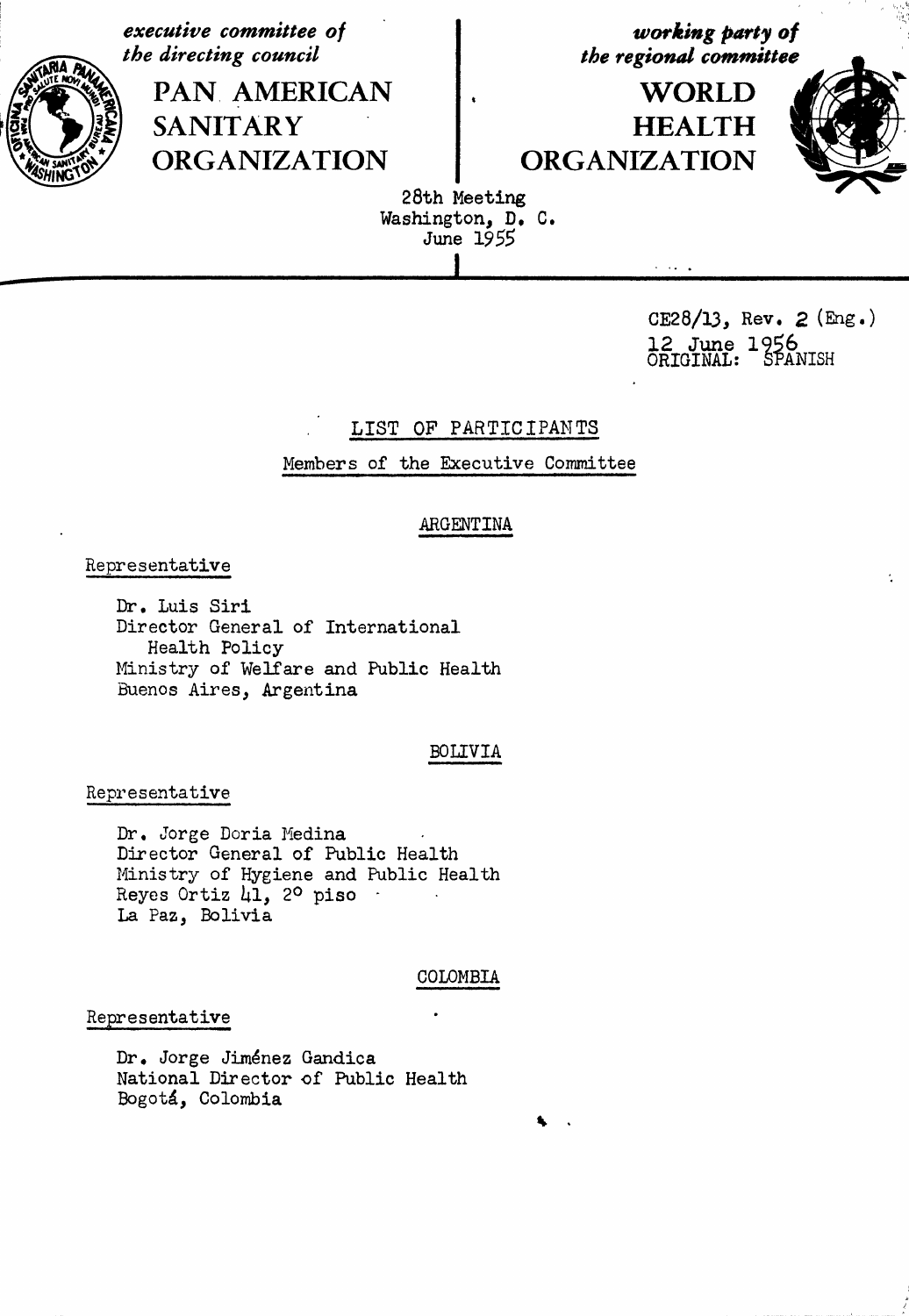*executive committee of the directing council*

**PAN AMERICAN SANITARY ORGANIZATION**

*working party of the regional committee*

**WORLD HEALTH ORGANIZATION**

28th Meeting
Washington, D. C.
June 1955

CE28/13, Rev. 2 (Eng.)
12 June 1956
ORIGINAL: SPANISH

## LIST OF PARTICIPANTS

### Members of the Executive Committee

#### ARGENTINA

Representative

Dr. Luis Siri
Director General of International Health Policy
Ministry of Welfare and Public Health
Buenos Aires, Argentina

#### BOLIVIA

Representative

Dr. Jorge Doria Medina
Director General of Public Health
Ministry of Hygiene and Public Health
Reyes Ortiz 41, 2° piso
La Paz, Bolivia

#### COLOMBIA

Representative

Dr. Jorge Jiménez Gandica
National Director of Public Health
Bogotá, Colombia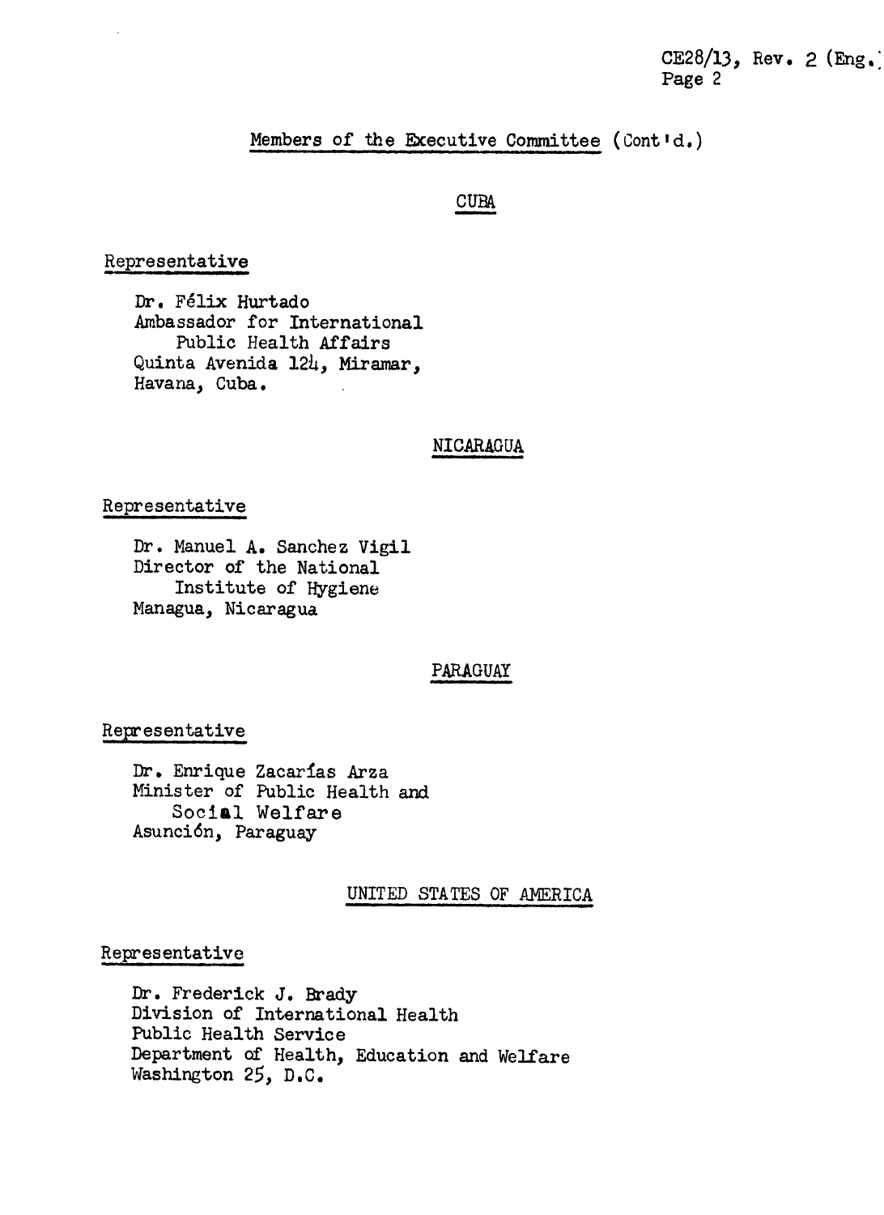Members of the Executive Committee (Cont'd.)

## CUBA

Representative

Dr. Félix Hurtado
Ambassador for International
Public Health Affairs
Quinta Avenida 124, Miramar,
Havana, Cuba.

## NICARAGUA

Representative

Dr. Manuel A. Sanchez Vigil
Director of the National
Institute of Hygiene
Managua, Nicaragua

## PARAGUAY

Representative

Dr. Enrique Zacarías Arza
Minister of Public Health and
Social Welfare
Asunción, Paraguay

## UNITED STATES OF AMERICA

Representative

Dr. Frederick J. Brady
Division of International Health
Public Health Service
Department of Health, Education and Welfare
Washington 25, D.C.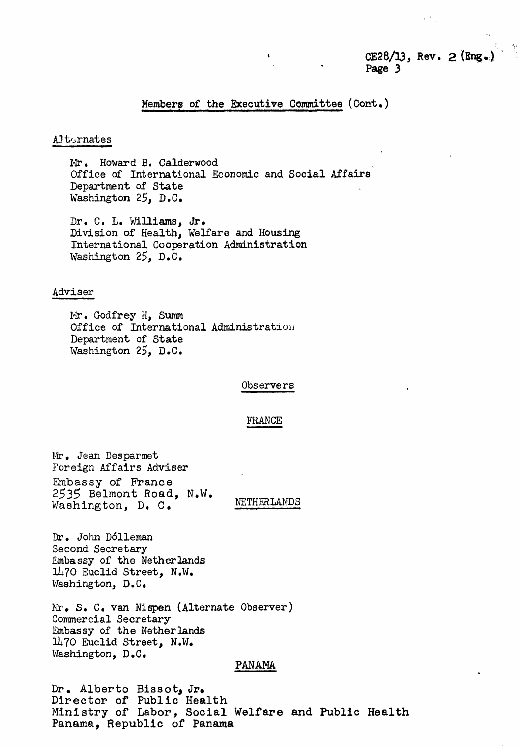## Members of the Executive Committee (Cont.)

### Alternates

Mr. Howard B. Calderwood
Office of International Economic and Social Affairs
Department of State
Washington 25, D.C.

Dr. C. L. Williams, Jr.
Division of Health, Welfare and Housing
International Cooperation Administration
Washington 25, D.C.

### Adviser

Mr. Godfrey H, Summ
Office of International Administration
Department of State
Washington 25, D.C.

## Observers

### FRANCE

Mr. Jean Desparmet
Foreign Affairs Adviser
Embassy of France
2535 Belmont Road, N.W.
Washington, D. C.

### NETHERLANDS

Dr. John Dólleman
Second Secretary
Embassy of the Netherlands
1470 Euclid Street, N.W.
Washington, D.C.

Mr. S. C. van Nispen (Alternate Observer)
Commercial Secretary
Embassy of the Netherlands
1470 Euclid Street, N.W.
Washington, D.C.

### PANAMA

Dr. Alberto Bissot, Jr.
Director of Public Health
Ministry of Labor, Social Welfare and Public Health
Panama, Republic of Panama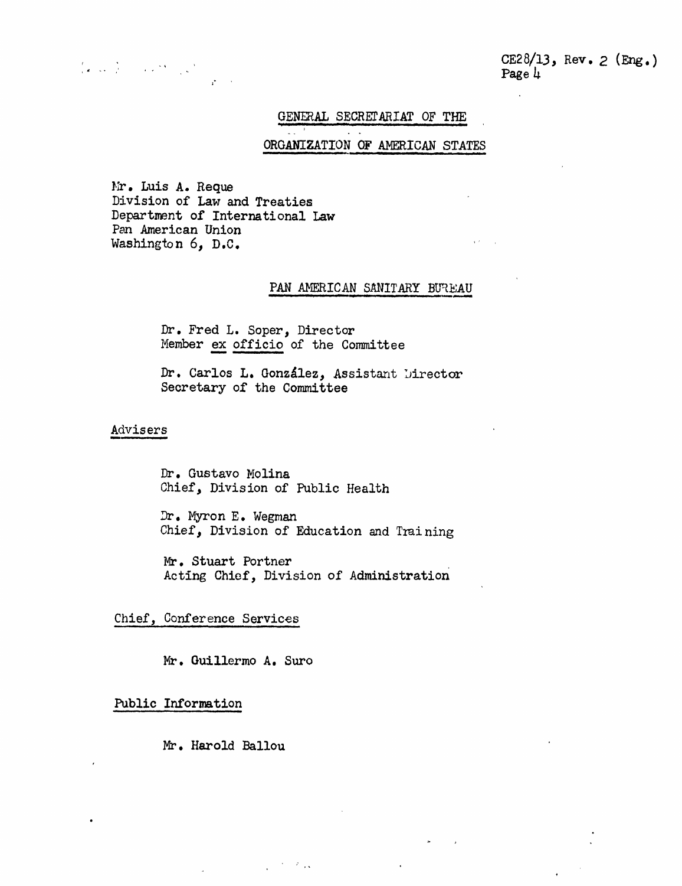## GENERAL SECRETARIAT OF THE ORGANIZATION OF AMERICAN STATES

Mr. Luis A. Reque
Division of Law and Treaties
Department of International Law
Pan American Union
Washington 6, D.C.

## PAN AMERICAN SANITARY BUREAU

Dr. Fred L. Soper, Director
Member *ex officio* of the Committee

Dr. Carlos L. González, Assistant Director
Secretary of the Committee

### Advisers

Dr. Gustavo Molina
Chief, Division of Public Health

Dr. Myron E. Wegman
Chief, Division of Education and Training

Mr. Stuart Portner
Acting Chief, Division of Administration

### Chief, Conference Services

Mr. Guillermo A. Suro

### Public Information

Mr. Harold Ballou